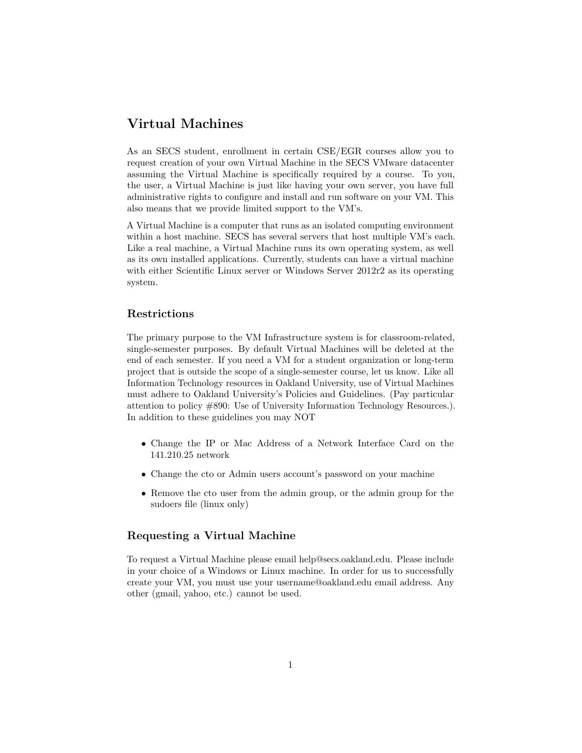# Virtual Machines

As an SECS student, enrollment in certain CSE/EGR courses allow you to request creation of your own Virtual Machine in the SECS VMware datacenter assuming the Virtual Machine is specifically required by a course. To you, the user, a Virtual Machine is just like having your own server, you have full administrative rights to configure and install and run software on your VM. This also means that we provide limited support to the VM's.

A Virtual Machine is a computer that runs as an isolated computing environment within a host machine. SECS has several servers that host multiple VM's each. Like a real machine, a Virtual Machine runs its own operating system, as well as its own installed applications. Currently, students can have a virtual machine with either Scientific Linux server or Windows Server 2012r2 as its operating system.

## Restrictions

The primary purpose to the VM Infrastructure system is for classroom-related, single-semester purposes. By default Virtual Machines will be deleted at the end of each semester. If you need a VM for a student organization or long-term project that is outside the scope of a single-semester course, let us know. Like all Information Technology resources in Oakland University, use of Virtual Machines must adhere to Oakland University's Policies and Guidelines. (Pay particular attention to policy #890: Use of University Information Technology Resources.). In addition to these guidelines you may NOT

- Change the IP or Mac Address of a Network Interface Card on the 141.210.25 network
- Change the cto or Admin users account's password on your machine
- Remove the cto user from the admin group, or the admin group for the sudoers file (linux only)

## Requesting a Virtual Machine

To request a Virtual Machine please email help@secs.oakland.edu. Please include in your choice of a Windows or Linux machine. In order for us to successfully create your VM, you must use your username@oakland.edu email address. Any other (gmail, yahoo, etc.) cannot be used.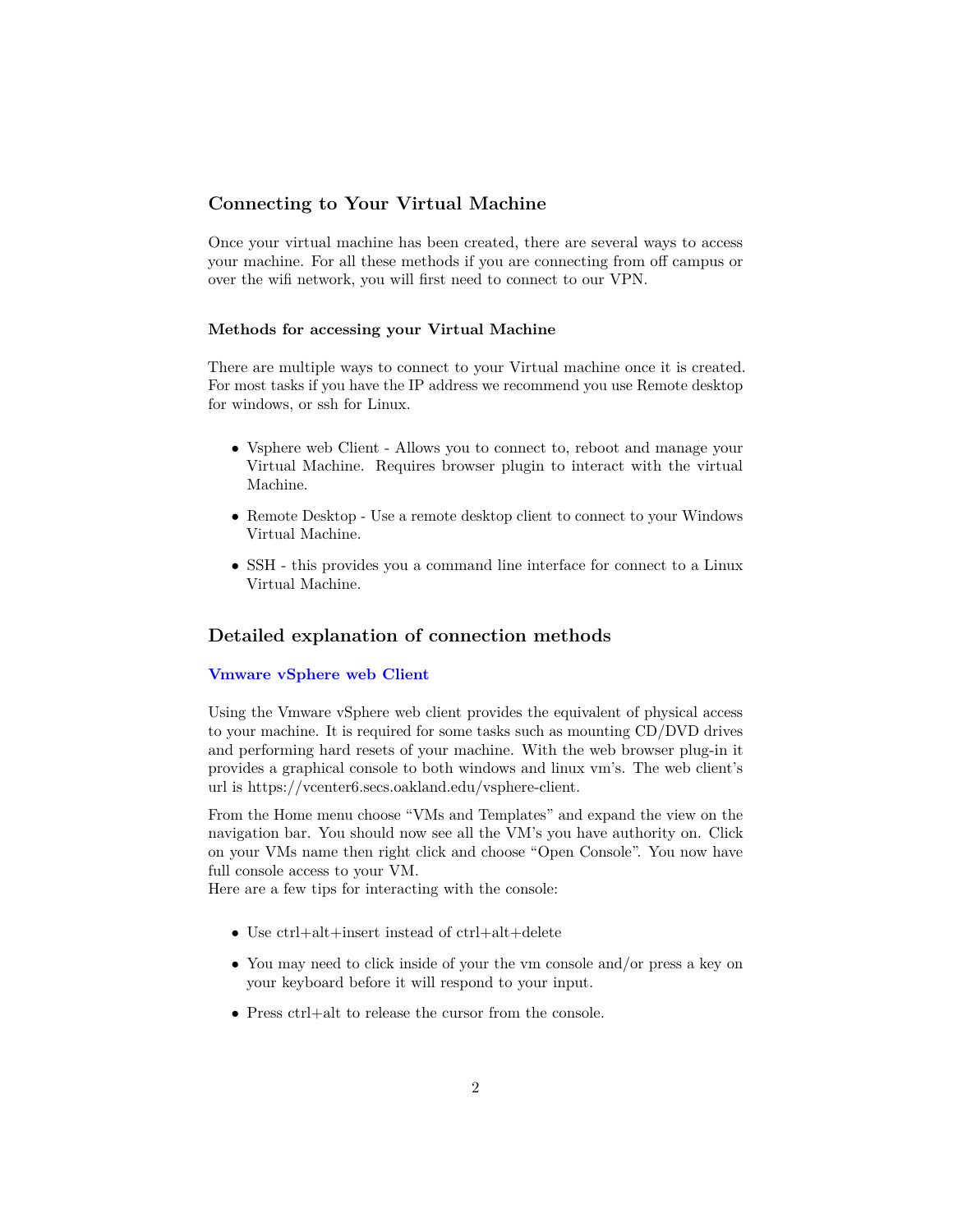## Connecting to Your Virtual Machine

Once your virtual machine has been created, there are several ways to access your machine. For all these methods if you are connecting from off campus or over the wifi network, you will first need to connect to our VPN.

### Methods for accessing your Virtual Machine

There are multiple ways to connect to your Virtual machine once it is created. For most tasks if you have the IP address we recommend you use Remote desktop for windows, or ssh for Linux.

- Vsphere web Client - Allows you to connect to, reboot and manage your Virtual Machine. Requires browser plugin to interact with the virtual Machine.
- Remote Desktop - Use a remote desktop client to connect to your Windows Virtual Machine.
- SSH - this provides you a command line interface for connect to a Linux Virtual Machine.

## Detailed explanation of connection methods

### Vmware vSphere web Client

Using the Vmware vSphere web client provides the equivalent of physical access to your machine. It is required for some tasks such as mounting CD/DVD drives and performing hard resets of your machine. With the web browser plug-in it provides a graphical console to both windows and linux vm's. The web client's url is https://vcenter6.secs.oakland.edu/vsphere-client.

From the Home menu choose "VMs and Templates" and expand the view on the navigation bar. You should now see all the VM's you have authority on. Click on your VMs name then right click and choose "Open Console". You now have full console access to your VM.
Here are a few tips for interacting with the console:

- Use ctrl+alt+insert instead of ctrl+alt+delete
- You may need to click inside of your the vm console and/or press a key on your keyboard before it will respond to your input.
- Press ctrl+alt to release the cursor from the console.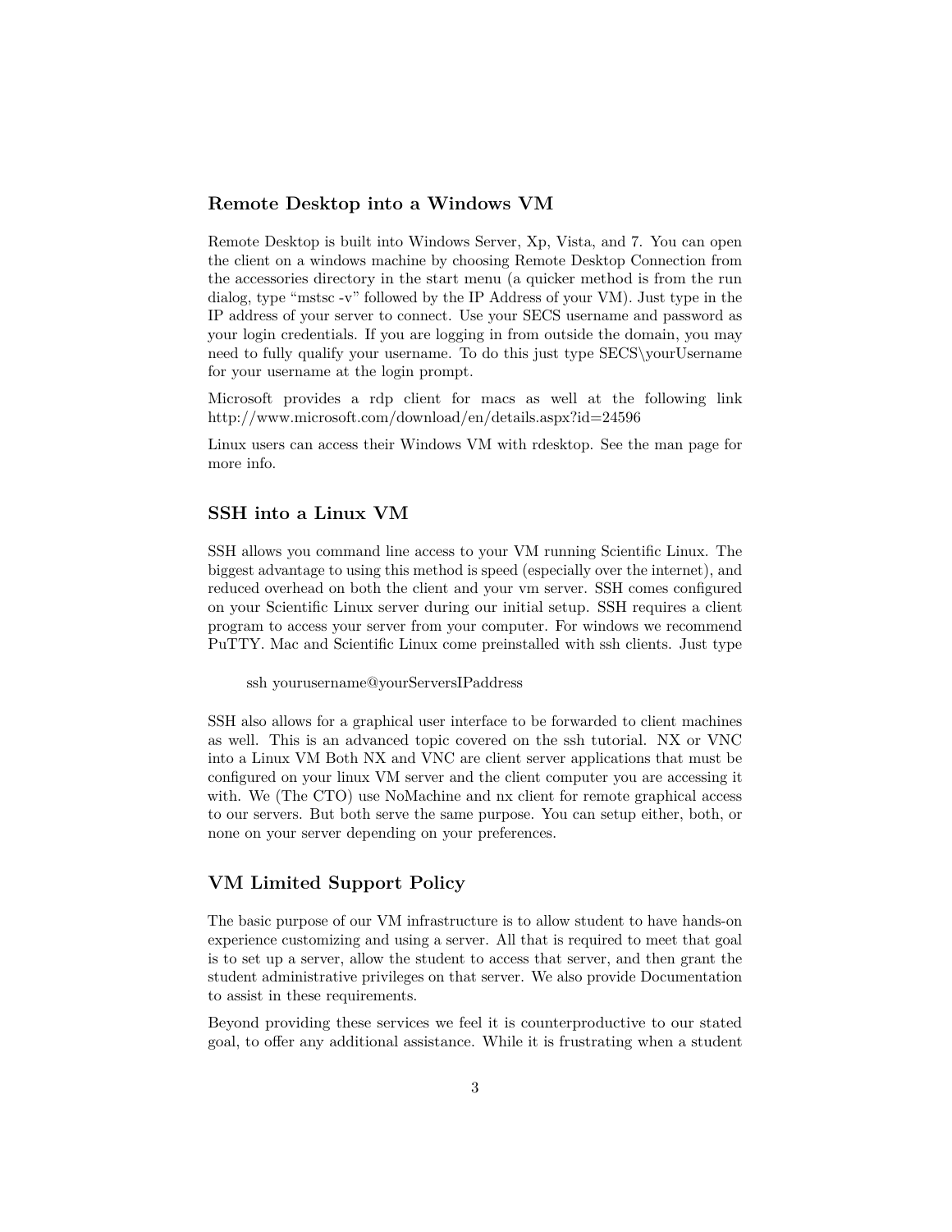## Remote Desktop into a Windows VM

Remote Desktop is built into Windows Server, Xp, Vista, and 7. You can open the client on a windows machine by choosing Remote Desktop Connection from the accessories directory in the start menu (a quicker method is from the run dialog, type "mstsc -v" followed by the IP Address of your VM). Just type in the IP address of your server to connect. Use your SECS username and password as your login credentials. If you are logging in from outside the domain, you may need to fully qualify your username. To do this just type SECS\yourUsername for your username at the login prompt.

Microsoft provides a rdp client for macs as well at the following link http://www.microsoft.com/download/en/details.aspx?id=24596

Linux users can access their Windows VM with rdesktop. See the man page for more info.

## SSH into a Linux VM

SSH allows you command line access to your VM running Scientific Linux. The biggest advantage to using this method is speed (especially over the internet), and reduced overhead on both the client and your vm server. SSH comes configured on your Scientific Linux server during our initial setup. SSH requires a client program to access your server from your computer. For windows we recommend PuTTY. Mac and Scientific Linux come preinstalled with ssh clients. Just type

```
ssh yourusername@yourServersIPaddress
```

SSH also allows for a graphical user interface to be forwarded to client machines as well. This is an advanced topic covered on the ssh tutorial. NX or VNC into a Linux VM Both NX and VNC are client server applications that must be configured on your linux VM server and the client computer you are accessing it with. We (The CTO) use NoMachine and nx client for remote graphical access to our servers. But both serve the same purpose. You can setup either, both, or none on your server depending on your preferences.

## VM Limited Support Policy

The basic purpose of our VM infrastructure is to allow student to have hands-on experience customizing and using a server. All that is required to meet that goal is to set up a server, allow the student to access that server, and then grant the student administrative privileges on that server. We also provide Documentation to assist in these requirements.

Beyond providing these services we feel it is counterproductive to our stated goal, to offer any additional assistance. While it is frustrating when a student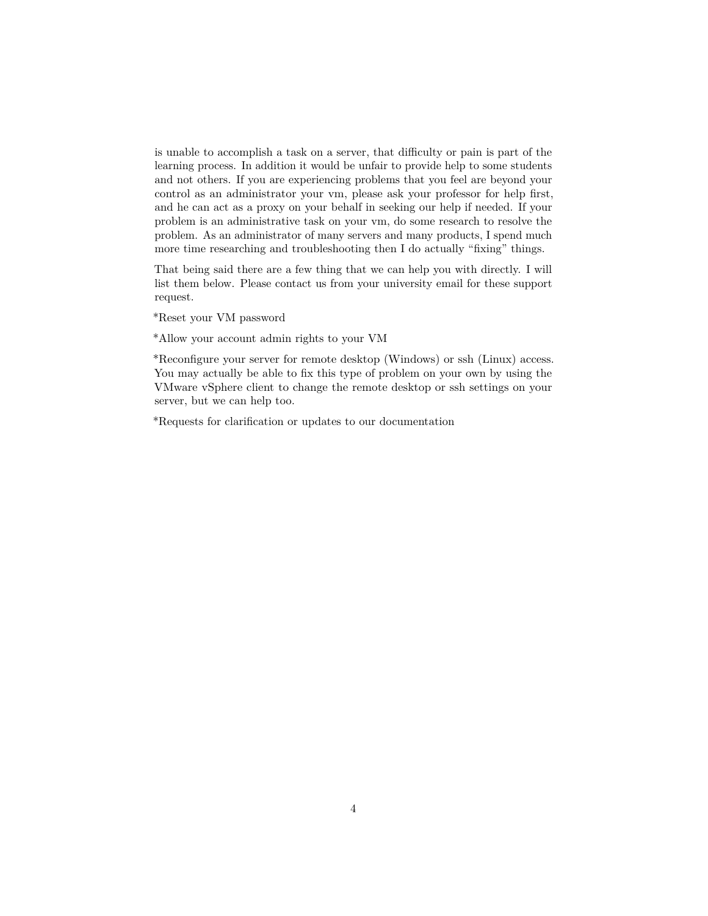is unable to accomplish a task on a server, that difficulty or pain is part of the learning process. In addition it would be unfair to provide help to some students and not others. If you are experiencing problems that you feel are beyond your control as an administrator your vm, please ask your professor for help first, and he can act as a proxy on your behalf in seeking our help if needed. If your problem is an administrative task on your vm, do some research to resolve the problem. As an administrator of many servers and many products, I spend much more time researching and troubleshooting then I do actually "fixing" things.

That being said there are a few thing that we can help you with directly. I will list them below. Please contact us from your university email for these support request.

*Reset your VM password

*Allow your account admin rights to your VM

*Reconfigure your server for remote desktop (Windows) or ssh (Linux) access. You may actually be able to fix this type of problem on your own by using the VMware vSphere client to change the remote desktop or ssh settings on your server, but we can help too.

*Requests for clarification or updates to our documentation